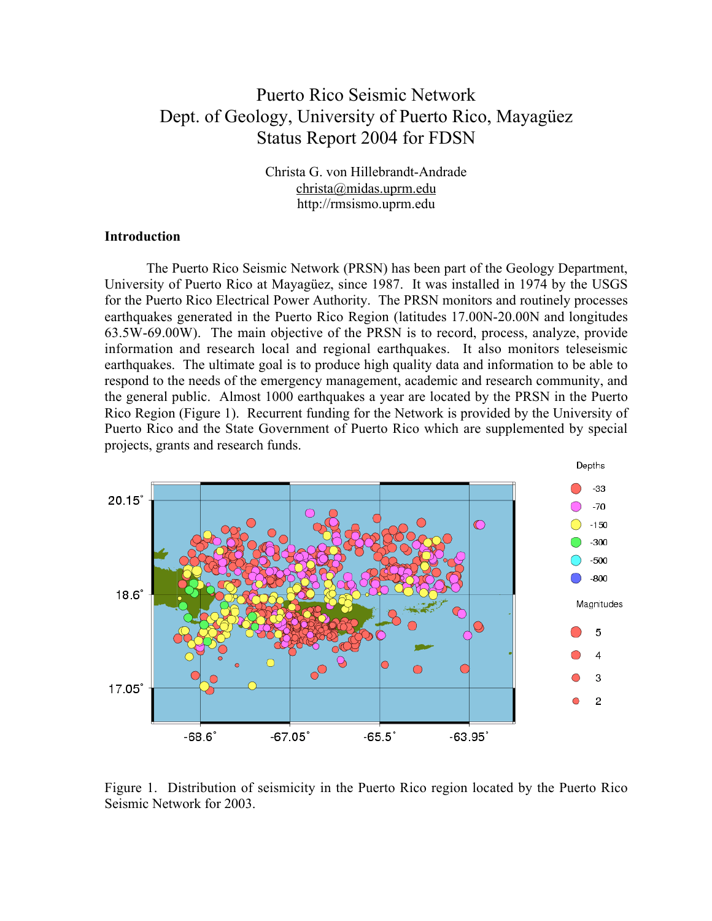# Puerto Rico Seismic Network
# Dept. of Geology, University of Puerto Rico, Mayagüez
# Status Report 2004 for FDSN

Christa G. von Hillebrandt-Andrade
christa@midas.uprm.edu
http://rmsismo.uprm.edu

## Introduction

The Puerto Rico Seismic Network (PRSN) has been part of the Geology Department, University of Puerto Rico at Mayagüez, since 1987. It was installed in 1974 by the USGS for the Puerto Rico Electrical Power Authority. The PRSN monitors and routinely processes earthquakes generated in the Puerto Rico Region (latitudes 17.00N-20.00N and longitudes 63.5W-69.00W). The main objective of the PRSN is to record, process, analyze, provide information and research local and regional earthquakes. It also monitors teleseismic earthquakes. The ultimate goal is to produce high quality data and information to be able to respond to the needs of the emergency management, academic and research community, and the general public. Almost 1000 earthquakes a year are located by the PRSN in the Puerto Rico Region (Figure 1). Recurrent funding for the Network is provided by the University of Puerto Rico and the State Government of Puerto Rico which are supplemented by special projects, grants and research funds.

Figure 1. Distribution of seismicity in the Puerto Rico region located by the Puerto Rico Seismic Network for 2003.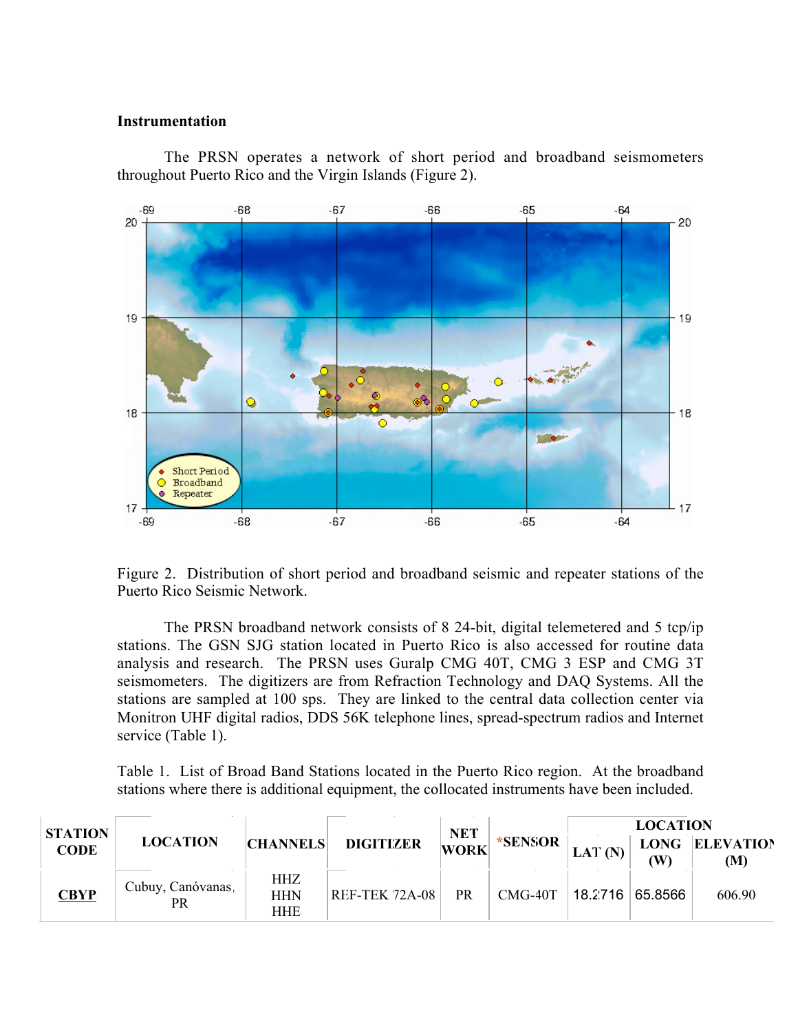**Instrumentation**

The PRSN operates a network of short period and broadband seismometers throughout Puerto Rico and the Virgin Islands (Figure 2).

Figure 2. Distribution of short period and broadband seismic and repeater stations of the Puerto Rico Seismic Network.

The PRSN broadband network consists of 8 24-bit, digital telemetered and 5 tcp/ip stations. The GSN SJG station located in Puerto Rico is also accessed for routine data analysis and research. The PRSN uses Guralp CMG 40T, CMG 3 ESP and CMG 3T seismometers. The digitizers are from Refraction Technology and DAQ Systems. All the stations are sampled at 100 sps. They are linked to the central data collection center via Monitron UHF digital radios, DDS 56K telephone lines, spread-spectrum radios and Internet service (Table 1).

Table 1. List of Broad Band Stations located in the Puerto Rico region. At the broadband stations where there is additional equipment, the collocated instruments have been included.

| STATION CODE | LOCATION | CHANNELS | DIGITIZER | NET WORK | *SENSOR | LOCATION | | |
|---|---|---|---|---|---|---|---|---|
| | | | | | | LAT (N) | LONG (W) | ELEVATION (M) |
| **CBYP** | Cubuy, Canóvanas, PR | HHZ HHN HHE | REF-TEK 72A-08 | PR | CMG-40T | 18.2716 | 65.8566 | 606.90 |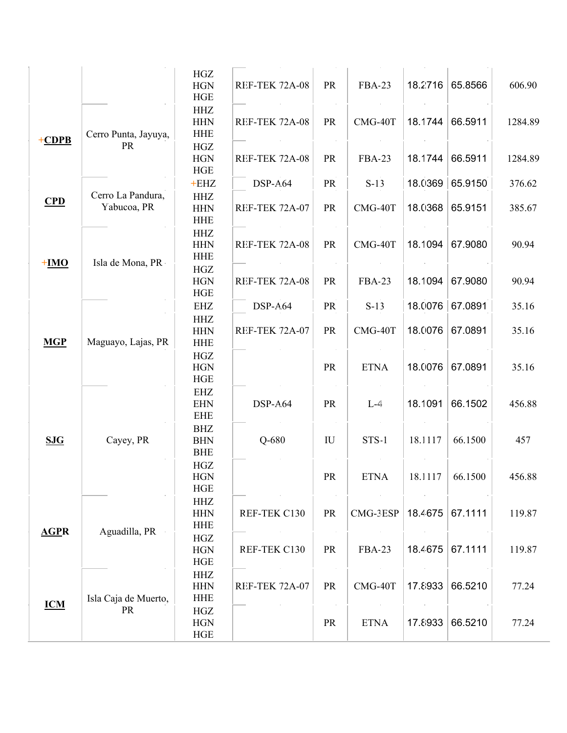| | | | | | | | | |
|---|---|---|---|---|---|---|---|---|
| | | HGZ HGN HGE | REF-TEK 72A-08 | PR | FBA-23 | 18.2716 | 65.8566 | 606.90 |
| +**CDPB** | Cerro Punta, Jayuya, PR | HHZ HHN HHE | REF-TEK 72A-08 | PR | CMG-40T | 18.1744 | 66.5911 | 1284.89 |
| | | HGZ HGN HGE | REF-TEK 72A-08 | PR | FBA-23 | 18.1744 | 66.5911 | 1284.89 |
| **CPD** | Cerro La Pandura, Yabucoa, PR | +EHZ | DSP-A64 | PR | S-13 | 18.0369 | 65.9150 | 376.62 |
| | | HHZ HHN HHE | REF-TEK 72A-07 | PR | CMG-40T | 18.0368 | 65.9151 | 385.67 |
| +**IMO** | Isla de Mona, PR | HHZ HHN HHE | REF-TEK 72A-08 | PR | CMG-40T | 18.1094 | 67.9080 | 90.94 |
| | | HGZ HGN HGE | REF-TEK 72A-08 | PR | FBA-23 | 18.1094 | 67.9080 | 90.94 |
| **MGP** | Maguayo, Lajas, PR | EHZ | DSP-A64 | PR | S-13 | 18.0076 | 67.0891 | 35.16 |
| | | HHZ HHN HHE | REF-TEK 72A-07 | PR | CMG-40T | 18.0076 | 67.0891 | 35.16 |
| | | HGZ HGN HGE | | PR | ETNA | 18.0076 | 67.0891 | 35.16 |
| **SJG** | Cayey, PR | EHZ EHN EHE | DSP-A64 | PR | L-4 | 18.1091 | 66.1502 | 456.88 |
| | | BHZ BHN BHE | Q-680 | IU | STS-1 | 18.1117 | 66.1500 | 457 |
| | | HGZ HGN HGE | | PR | ETNA | 18.1117 | 66.1500 | 456.88 |
| **AGPR** | Aguadilla, PR | HHZ HHN HHE | REF-TEK C130 | PR | CMG-3ESP | 18.4675 | 67.1111 | 119.87 |
| | | HGZ HGN HGE | REF-TEK C130 | PR | FBA-23 | 18.4675 | 67.1111 | 119.87 |
| **ICM** | Isla Caja de Muerto, PR | HHZ HHN HHE | REF-TEK 72A-07 | PR | CMG-40T | 17.8933 | 66.5210 | 77.24 |
| | | HGZ HGN HGE | | PR | ETNA | 17.8933 | 66.5210 | 77.24 |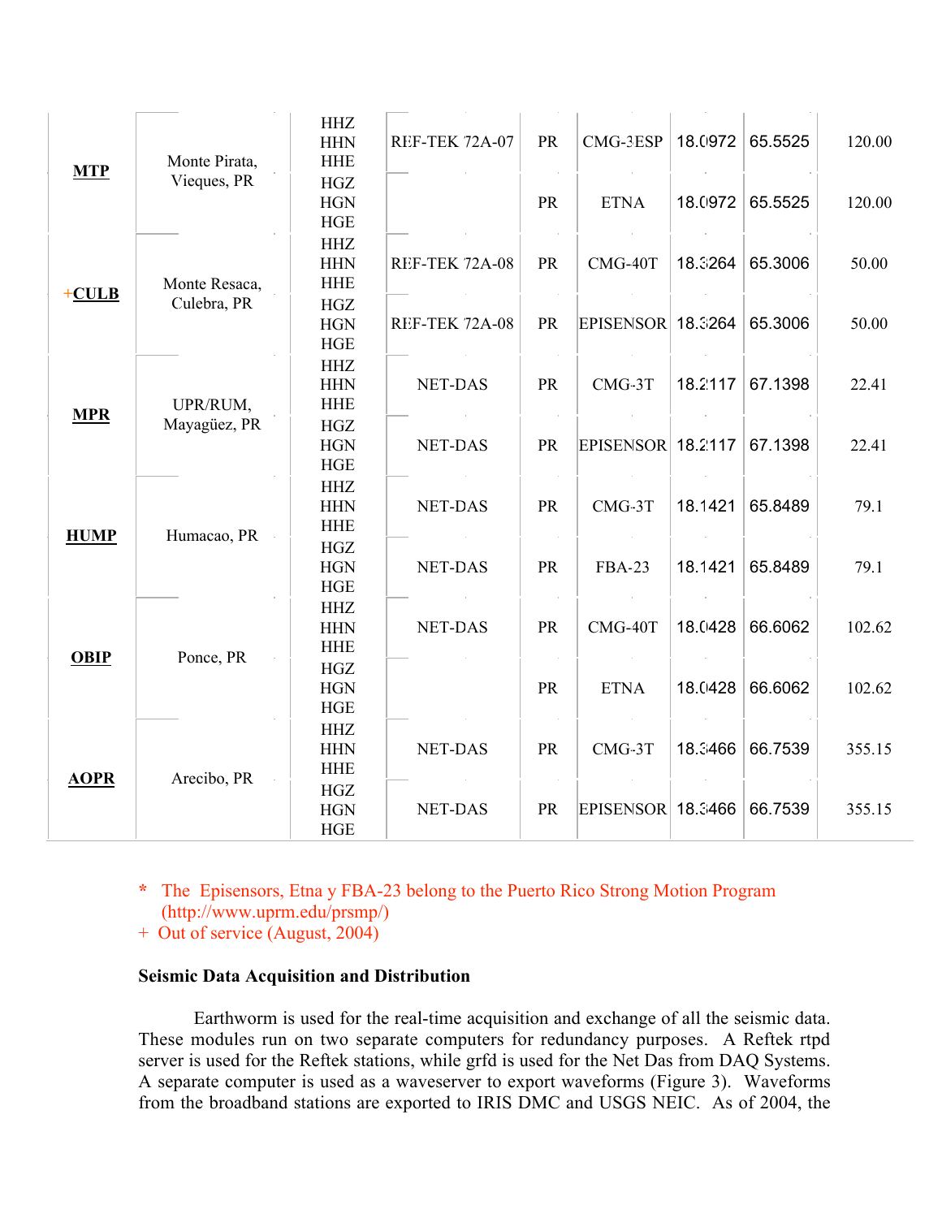| | | | | | | | | |
|---|---|---|---|---|---|---|---|---|
| **MTP** | Monte Pirata, Vieques, PR | HHZ HHN HHE | REF-TEK 72A-07 | PR | CMG-3ESP | 18.0972 | 65.5525 | 120.00 |
| | | HGZ HGN HGE | | PR | ETNA | 18.0972 | 65.5525 | 120.00 |
| +**CULB** | Monte Resaca, Culebra, PR | HHZ HHN HHE | REF-TEK 72A-08 | PR | CMG-40T | 18.3264 | 65.3006 | 50.00 |
| | | HGZ HGN HGE | REF-TEK 72A-08 | PR | EPISENSOR | 18.3264 | 65.3006 | 50.00 |
| **MPR** | UPR/RUM, Mayagüez, PR | HHZ HHN HHE | NET-DAS | PR | CMG-3T | 18.2117 | 67.1398 | 22.41 |
| | | HGZ HGN HGE | NET-DAS | PR | EPISENSOR | 18.2117 | 67.1398 | 22.41 |
| **HUMP** | Humacao, PR | HHZ HHN HHE | NET-DAS | PR | CMG-3T | 18.1421 | 65.8489 | 79.1 |
| | | HGZ HGN HGE | NET-DAS | PR | FBA-23 | 18.1421 | 65.8489 | 79.1 |
| **OBIP** | Ponce, PR | HHZ HHN HHE | NET-DAS | PR | CMG-40T | 18.0428 | 66.6062 | 102.62 |
| | | HGZ HGN HGE | | PR | ETNA | 18.0428 | 66.6062 | 102.62 |
| **AOPR** | Arecibo, PR | HHZ HHN HHE | NET-DAS | PR | CMG-3T | 18.3466 | 66.7539 | 355.15 |
| | | HGZ HGN HGE | NET-DAS | PR | EPISENSOR | 18.3466 | 66.7539 | 355.15 |

\* The Episensors, Etna y FBA-23 belong to the Puerto Rico Strong Motion Program (http://www.uprm.edu/prsmp/)

\+ Out of service (August, 2004)

**Seismic Data Acquisition and Distribution**

Earthworm is used for the real-time acquisition and exchange of all the seismic data. These modules run on two separate computers for redundancy purposes. A Reftek rtpd server is used for the Reftek stations, while grfd is used for the Net Das from DAQ Systems. A separate computer is used as a waveserver to export waveforms (Figure 3). Waveforms from the broadband stations are exported to IRIS DMC and USGS NEIC. As of 2004, the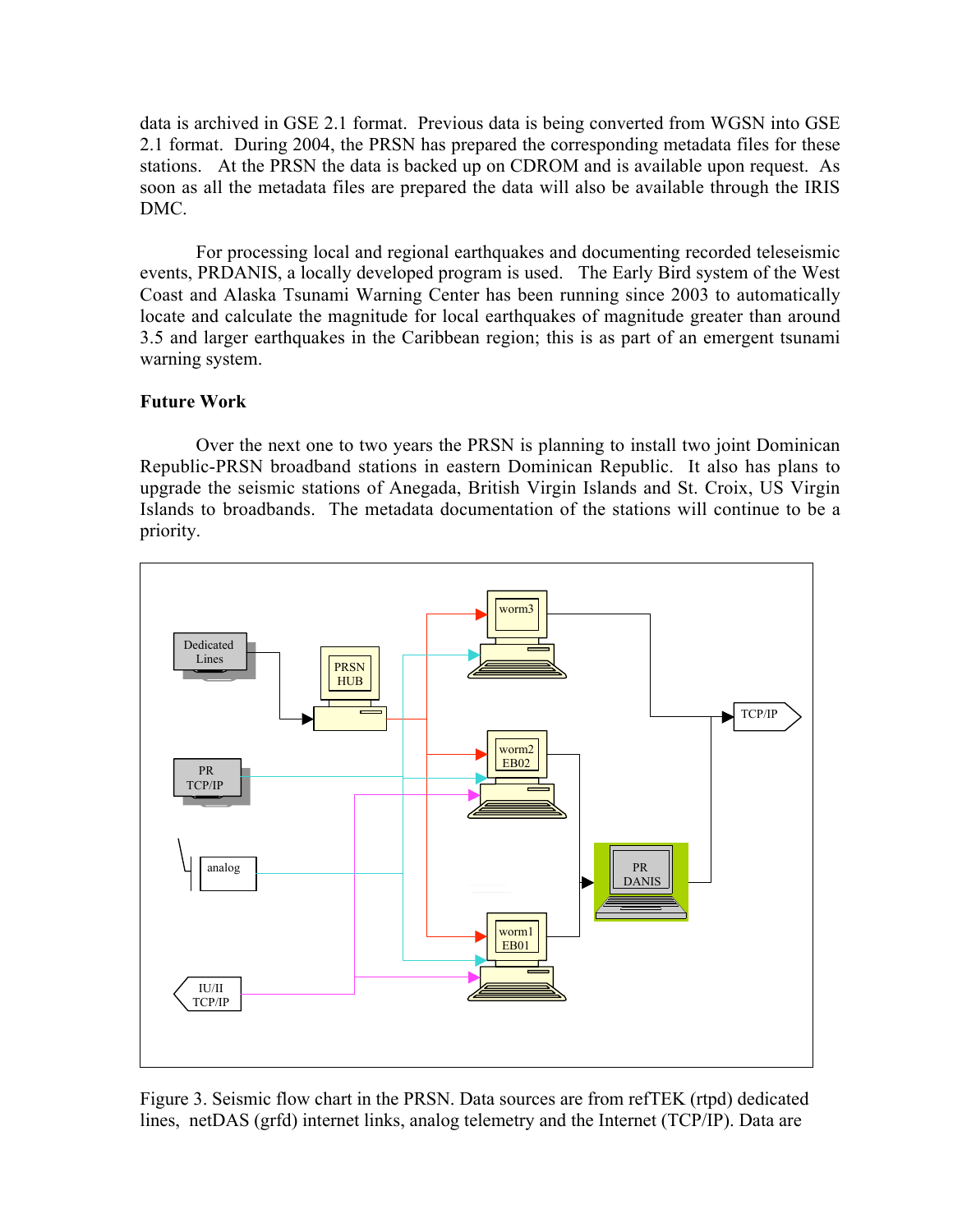data is archived in GSE 2.1 format. Previous data is being converted from WGSN into GSE 2.1 format. During 2004, the PRSN has prepared the corresponding metadata files for these stations. At the PRSN the data is backed up on CDROM and is available upon request. As soon as all the metadata files are prepared the data will also be available through the IRIS DMC.

For processing local and regional earthquakes and documenting recorded teleseismic events, PRDANIS, a locally developed program is used. The Early Bird system of the West Coast and Alaska Tsunami Warning Center has been running since 2003 to automatically locate and calculate the magnitude for local earthquakes of magnitude greater than around 3.5 and larger earthquakes in the Caribbean region; this is as part of an emergent tsunami warning system.

**Future Work**

Over the next one to two years the PRSN is planning to install two joint Dominican Republic-PRSN broadband stations in eastern Dominican Republic. It also has plans to upgrade the seismic stations of Anegada, British Virgin Islands and St. Croix, US Virgin Islands to broadbands. The metadata documentation of the stations will continue to be a priority.

Figure 3. Seismic flow chart in the PRSN. Data sources are from refTEK (rtpd) dedicated lines, netDAS (grfd) internet links, analog telemetry and the Internet (TCP/IP). Data are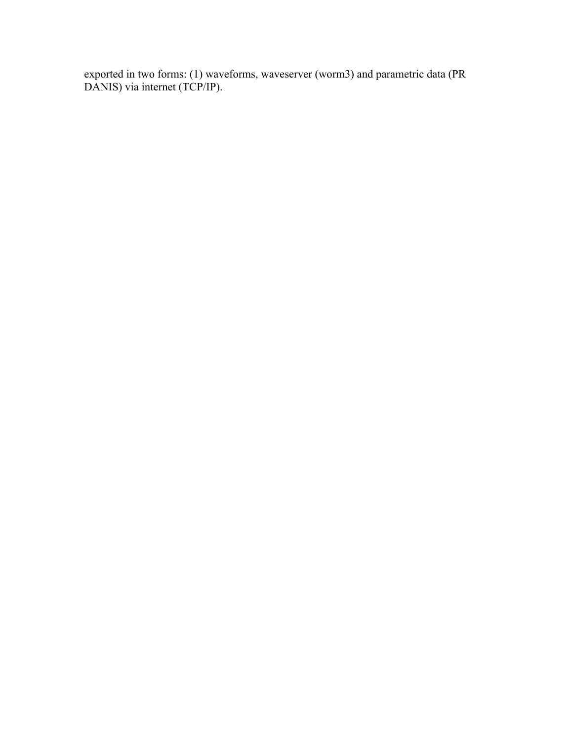exported in two forms: (1) waveforms, waveserver (worm3) and parametric data (PR DANIS) via internet (TCP/IP).